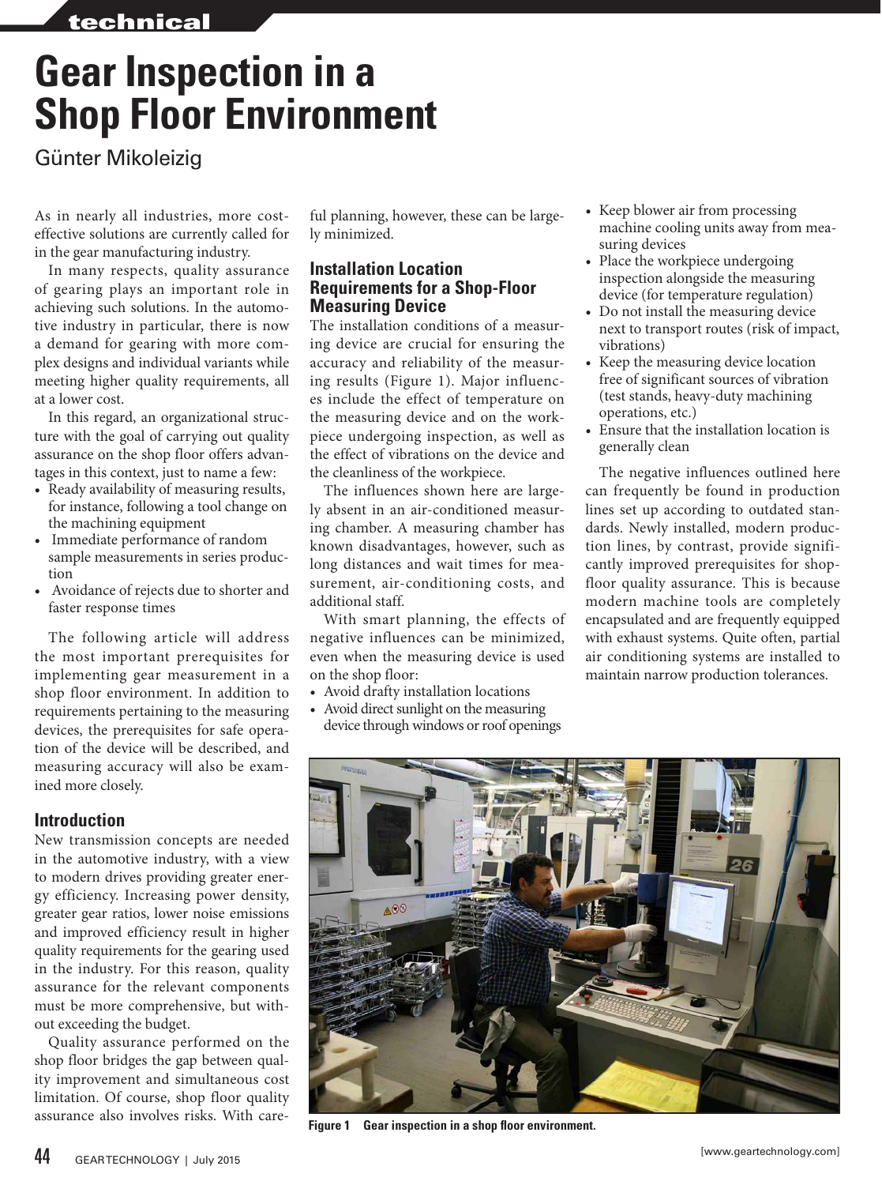# Gear Inspection in a Shop Floor Environment

Günter Mikoleizig

As in nearly all industries, more cost-effective solutions are currently called for in the gear manufacturing industry.

In many respects, quality assurance of gearing plays an important role in achieving such solutions. In the automotive industry in particular, there is now a demand for gearing with more complex designs and individual variants while meeting higher quality requirements, all at a lower cost.

In this regard, an organizational structure with the goal of carrying out quality assurance on the shop floor offers advantages in this context, just to name a few:

- Ready availability of measuring results, for instance, following a tool change on the machining equipment
- Immediate performance of random sample measurements in series production
- Avoidance of rejects due to shorter and faster response times

The following article will address the most important prerequisites for implementing gear measurement in a shop floor environment. In addition to requirements pertaining to the measuring devices, the prerequisites for safe operation of the device will be described, and measuring accuracy will also be examined more closely.

## Introduction

New transmission concepts are needed in the automotive industry, with a view to modern drives providing greater energy efficiency. Increasing power density, greater gear ratios, lower noise emissions and improved efficiency result in higher quality requirements for the gearing used in the industry. For this reason, quality assurance for the relevant components must be more comprehensive, but without exceeding the budget.

Quality assurance performed on the shop floor bridges the gap between quality improvement and simultaneous cost limitation. Of course, shop floor quality assurance also involves risks. With careful planning, however, these can be largely minimized.

## Installation Location Requirements for a Shop-Floor Measuring Device

The installation conditions of a measuring device are crucial for ensuring the accuracy and reliability of the measuring results (Figure 1). Major influences include the effect of temperature on the measuring device and on the workpiece undergoing inspection, as well as the effect of vibrations on the device and the cleanliness of the workpiece.

The influences shown here are largely absent in an air-conditioned measuring chamber. A measuring chamber has known disadvantages, however, such as long distances and wait times for measurement, air-conditioning costs, and additional staff.

With smart planning, the effects of negative influences can be minimized, even when the measuring device is used on the shop floor:

- Avoid drafty installation locations
- Avoid direct sunlight on the measuring device through windows or roof openings
- Keep blower air from processing machine cooling units away from measuring devices
- Place the workpiece undergoing inspection alongside the measuring device (for temperature regulation)
- Do not install the measuring device next to transport routes (risk of impact, vibrations)
- Keep the measuring device location free of significant sources of vibration (test stands, heavy-duty machining operations, etc.)
- Ensure that the installation location is generally clean

The negative influences outlined here can frequently be found in production lines set up according to outdated standards. Newly installed, modern production lines, by contrast, provide significantly improved prerequisites for shop-floor quality assurance. This is because modern machine tools are completely encapsulated and are frequently equipped with exhaust systems. Quite often, partial air conditioning systems are installed to maintain narrow production tolerances.

**Figure 1** Gear inspection in a shop floor environment.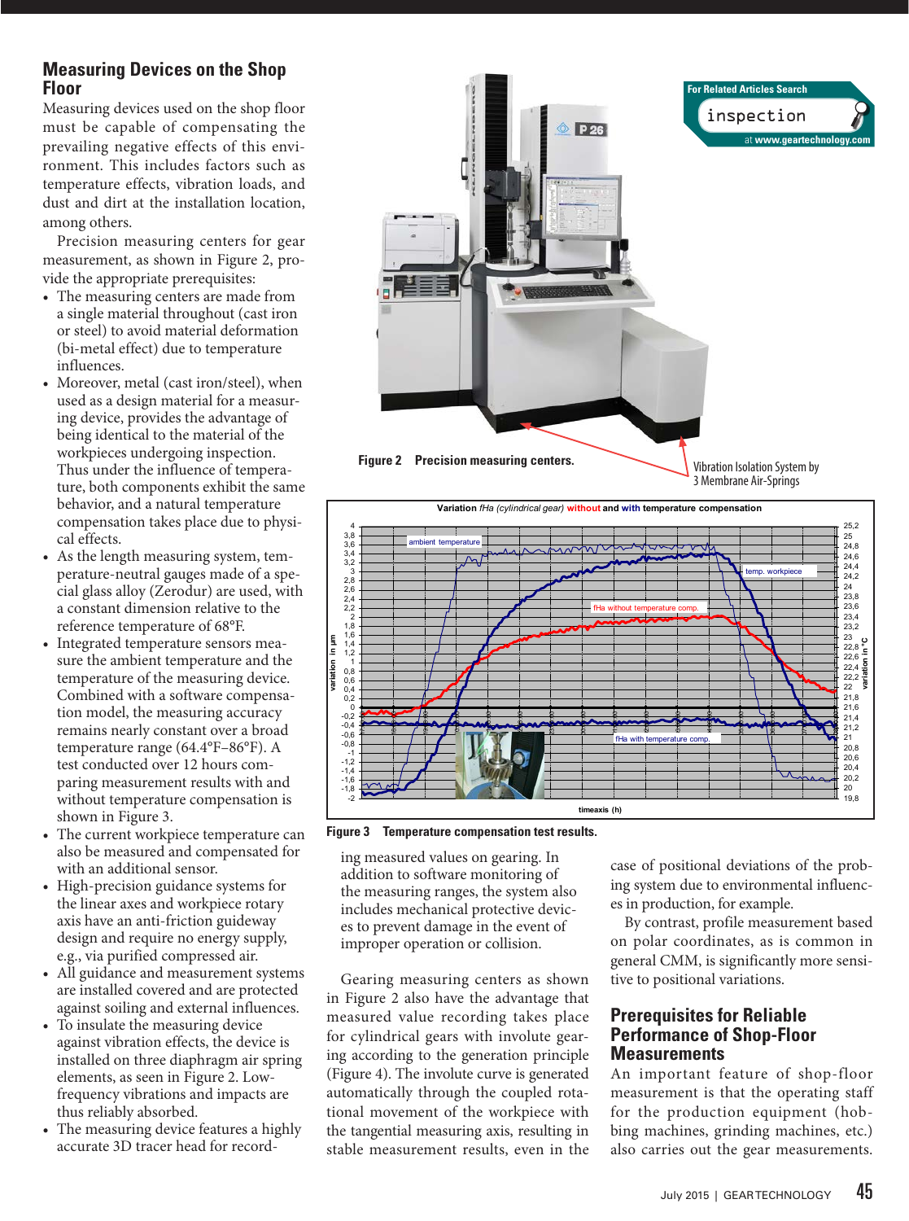## Measuring Devices on the Shop Floor

Measuring devices used on the shop floor must be capable of compensating the prevailing negative effects of this environment. This includes factors such as temperature effects, vibration loads, and dust and dirt at the installation location, among others.

Precision measuring centers for gear measurement, as shown in Figure 2, provide the appropriate prerequisites:

- The measuring centers are made from a single material throughout (cast iron or steel) to avoid material deformation (bi-metal effect) due to temperature influences.
- Moreover, metal (cast iron/steel), when used as a design material for a measuring device, provides the advantage of being identical to the material of the workpieces undergoing inspection. Thus under the influence of temperature, both components exhibit the same behavior, and a natural temperature compensation takes place due to physical effects.
- As the length measuring system, temperature-neutral gauges made of a special glass alloy (Zerodur) are used, with a constant dimension relative to the reference temperature of 68°F.
- Integrated temperature sensors measure the ambient temperature and the temperature of the measuring device. Combined with a software compensation model, the measuring accuracy remains nearly constant over a broad temperature range (64.4°F–86°F). A test conducted over 12 hours comparing measurement results with and without temperature compensation is shown in Figure 3.
- The current workpiece temperature can also be measured and compensated for with an additional sensor.
- High-precision guidance systems for the linear axes and workpiece rotary axis have an anti-friction guideway design and require no energy supply, e.g., via purified compressed air.
- All guidance and measurement systems are installed covered and are protected against soiling and external influences.
- To insulate the measuring device against vibration effects, the device is installed on three diaphragm air spring elements, as seen in Figure 2. Low-frequency vibrations and impacts are thus reliably absorbed.
- The measuring device features a highly accurate 3D tracer head for recording measured values on gearing. In addition to software monitoring of the measuring ranges, the system also includes mechanical protective devices to prevent damage in the event of improper operation or collision.

**Figure 2** Precision measuring centers.

Vibration Isolation System by 3 Membrane Air-Springs

**Figure 3** Temperature compensation test results.

Gearing measuring centers as shown in Figure 2 also have the advantage that measured value recording takes place for cylindrical gears with involute gearing according to the generation principle (Figure 4). The involute curve is generated automatically through the coupled rotational movement of the workpiece with the tangential measuring axis, resulting in stable measurement results, even in the case of positional deviations of the probing system due to environmental influences in production, for example.

By contrast, profile measurement based on polar coordinates, as is common in general CMM, is significantly more sensitive to positional variations.

## Prerequisites for Reliable Performance of Shop-Floor Measurements

An important feature of shop-floor measurement is that the operating staff for the production equipment (hobbing machines, grinding machines, etc.) also carries out the gear measurements.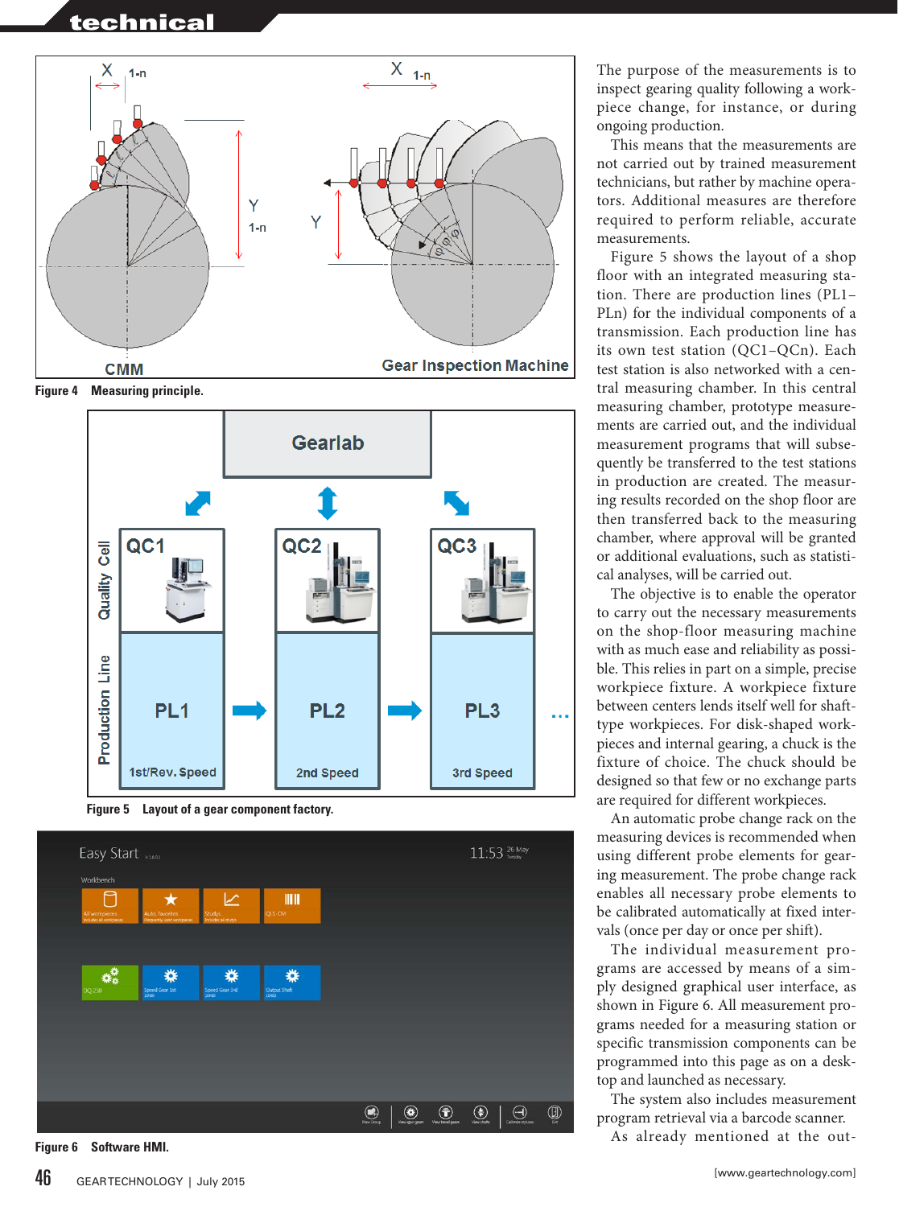Figure 4 Measuring principle.

Figure 5 Layout of a gear component factory.

Figure 6 Software HMI.

The purpose of the measurements is to inspect gearing quality following a workpiece change, for instance, or during ongoing production.

This means that the measurements are not carried out by trained measurement technicians, but rather by machine operators. Additional measures are therefore required to perform reliable, accurate measurements.

Figure 5 shows the layout of a shop floor with an integrated measuring station. There are production lines (PL1–PLn) for the individual components of a transmission. Each production line has its own test station (QC1–QCn). Each test station is also networked with a central measuring chamber. In this central measuring chamber, prototype measurements are carried out, and the individual measurement programs that will subsequently be transferred to the test stations in production are created. The measuring results recorded on the shop floor are then transferred back to the measuring chamber, where approval will be granted or additional evaluations, such as statistical analyses, will be carried out.

The objective is to enable the operator to carry out the necessary measurements on the shop-floor measuring machine with as much ease and reliability as possible. This relies in part on a simple, precise workpiece fixture. A workpiece fixture between centers lends itself well for shaft-type workpieces. For disk-shaped workpieces and internal gearing, a chuck is the fixture of choice. The chuck should be designed so that few or no exchange parts are required for different workpieces.

An automatic probe change rack on the measuring devices is recommended when using different probe elements for gearing measurement. The probe change rack enables all necessary probe elements to be calibrated automatically at fixed intervals (once per day or once per shift).

The individual measurement programs are accessed by means of a simply designed graphical user interface, as shown in Figure 6. All measurement programs needed for a measuring station or specific transmission components can be programmed into this page as on a desktop and launched as necessary.

The system also includes measurement program retrieval via a barcode scanner.

As already mentioned at the out-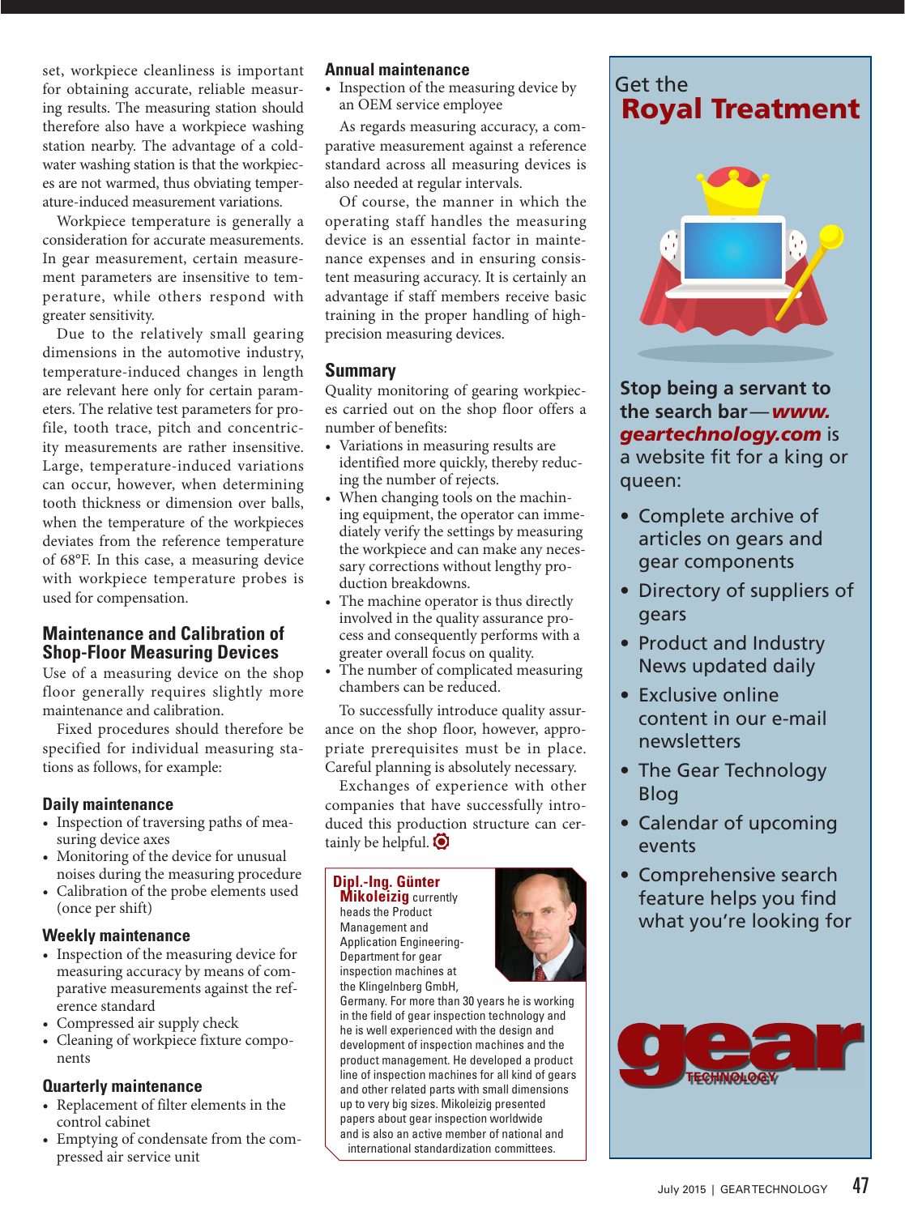set, workpiece cleanliness is important for obtaining accurate, reliable measuring results. The measuring station should therefore also have a workpiece washing station nearby. The advantage of a cold-water washing station is that the workpieces are not warmed, thus obviating temperature-induced measurement variations.

Workpiece temperature is generally a consideration for accurate measurements. In gear measurement, certain measurement parameters are insensitive to temperature, while others respond with greater sensitivity.

Due to the relatively small gearing dimensions in the automotive industry, temperature-induced changes in length are relevant here only for certain parameters. The relative test parameters for profile, tooth trace, pitch and concentricity measurements are rather insensitive. Large, temperature-induced variations can occur, however, when determining tooth thickness or dimension over balls, when the temperature of the workpieces deviates from the reference temperature of 68°F. In this case, a measuring device with workpiece temperature probes is used for compensation.

## Maintenance and Calibration of Shop-Floor Measuring Devices

Use of a measuring device on the shop floor generally requires slightly more maintenance and calibration.

Fixed procedures should therefore be specified for individual measuring stations as follows, for example:

### Daily maintenance

- Inspection of traversing paths of measuring device axes
- Monitoring of the device for unusual noises during the measuring procedure
- Calibration of the probe elements used (once per shift)

### Weekly maintenance

- Inspection of the measuring device for measuring accuracy by means of comparative measurements against the reference standard
- Compressed air supply check
- Cleaning of workpiece fixture components

### Quarterly maintenance

- Replacement of filter elements in the control cabinet
- Emptying of condensate from the compressed air service unit

### Annual maintenance

- Inspection of the measuring device by an OEM service employee

As regards measuring accuracy, a comparative measurement against a reference standard across all measuring devices is also needed at regular intervals.

Of course, the manner in which the operating staff handles the measuring device is an essential factor in maintenance expenses and in ensuring consistent measuring accuracy. It is certainly an advantage if staff members receive basic training in the proper handling of high-precision measuring devices.

## Summary

Quality monitoring of gearing workpieces carried out on the shop floor offers a number of benefits:

- Variations in measuring results are identified more quickly, thereby reducing the number of rejects.
- When changing tools on the machining equipment, the operator can immediately verify the settings by measuring the workpiece and can make any necessary corrections without lengthy production breakdowns.
- The machine operator is thus directly involved in the quality assurance process and consequently performs with a greater overall focus on quality.
- The number of complicated measuring chambers can be reduced.

To successfully introduce quality assurance on the shop floor, however, appropriate prerequisites must be in place. Careful planning is absolutely necessary.

Exchanges of experience with other companies that have successfully introduced this production structure can certainly be helpful.

**Dipl.-Ing. Günter Mikoleizig** currently heads the Product Management and Application Engineering-Department for gear inspection machines at the Klingelnberg GmbH, Germany. For more than 30 years he is working in the field of gear inspection technology and he is well experienced with the design and development of inspection machines and the product management. He developed a product line of inspection machines for all kind of gears and other related parts with small dimensions up to very big sizes. Mikoleizig presented papers about gear inspection worldwide and is also an active member of national and international standardization committees.

---

Get the **Royal Treatment**

**Stop being a servant to the search bar—*www.geartechnology.com*** is a website fit for a king or queen:

- Complete archive of articles on gears and gear components
- Directory of suppliers of gears
- Product and Industry News updated daily
- Exclusive online content in our e-mail newsletters
- The Gear Technology Blog
- Calendar of upcoming events
- Comprehensive search feature helps you find what you're looking for

gear TECHNOLOGY